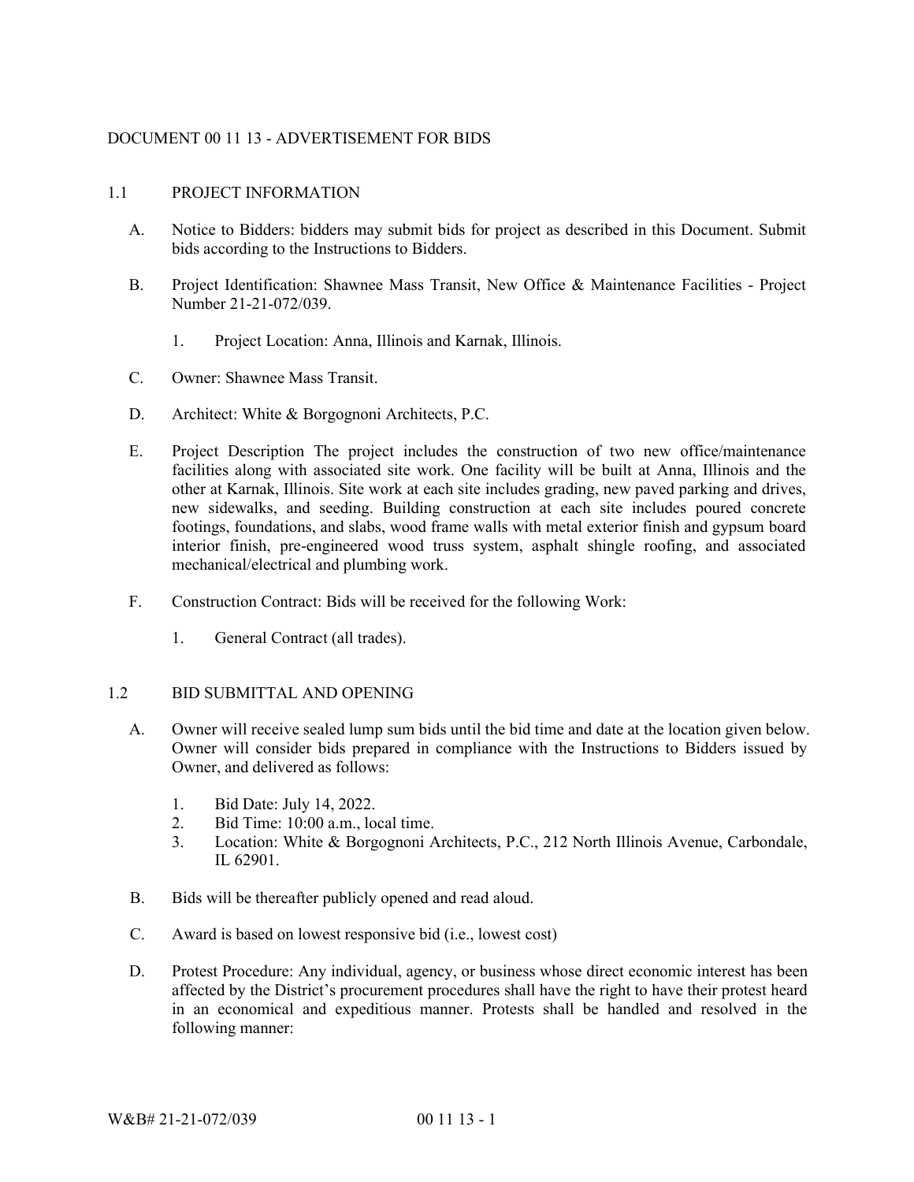# DOCUMENT 00 11 13 - ADVERTISEMENT FOR BIDS

## 1.1 PROJECT INFORMATION

A. Notice to Bidders: bidders may submit bids for project as described in this Document. Submit bids according to the Instructions to Bidders.

B. Project Identification: Shawnee Mass Transit, New Office & Maintenance Facilities - Project Number 21-21-072/039.

   1. Project Location: Anna, Illinois and Karnak, Illinois.

C. Owner: Shawnee Mass Transit.

D. Architect: White & Borgognoni Architects, P.C.

E. Project Description The project includes the construction of two new office/maintenance facilities along with associated site work. One facility will be built at Anna, Illinois and the other at Karnak, Illinois. Site work at each site includes grading, new paved parking and drives, new sidewalks, and seeding. Building construction at each site includes poured concrete footings, foundations, and slabs, wood frame walls with metal exterior finish and gypsum board interior finish, pre-engineered wood truss system, asphalt shingle roofing, and associated mechanical/electrical and plumbing work.

F. Construction Contract: Bids will be received for the following Work:

   1. General Contract (all trades).

## 1.2 BID SUBMITTAL AND OPENING

A. Owner will receive sealed lump sum bids until the bid time and date at the location given below. Owner will consider bids prepared in compliance with the Instructions to Bidders issued by Owner, and delivered as follows:

   1. Bid Date: July 14, 2022.
   2. Bid Time: 10:00 a.m., local time.
   3. Location: White & Borgognoni Architects, P.C., 212 North Illinois Avenue, Carbondale, IL 62901.

B. Bids will be thereafter publicly opened and read aloud.

C. Award is based on lowest responsive bid (i.e., lowest cost)

D. Protest Procedure: Any individual, agency, or business whose direct economic interest has been affected by the District's procurement procedures shall have the right to have their protest heard in an economical and expeditious manner. Protests shall be handled and resolved in the following manner: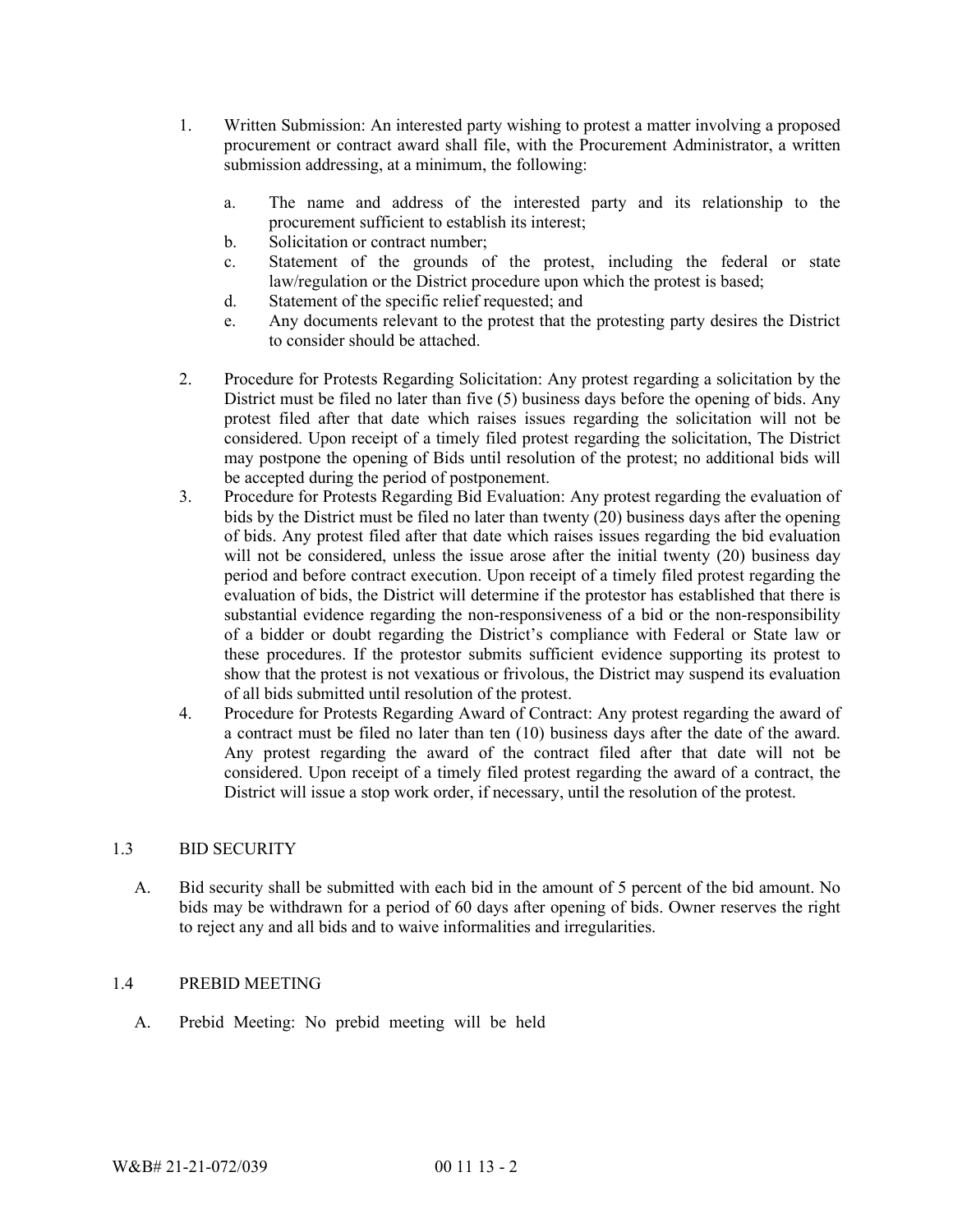1. Written Submission: An interested party wishing to protest a matter involving a proposed procurement or contract award shall file, with the Procurement Administrator, a written submission addressing, at a minimum, the following:

    a. The name and address of the interested party and its relationship to the procurement sufficient to establish its interest;
    b. Solicitation or contract number;
    c. Statement of the grounds of the protest, including the federal or state law/regulation or the District procedure upon which the protest is based;
    d. Statement of the specific relief requested; and
    e. Any documents relevant to the protest that the protesting party desires the District to consider should be attached.

2. Procedure for Protests Regarding Solicitation: Any protest regarding a solicitation by the District must be filed no later than five (5) business days before the opening of bids. Any protest filed after that date which raises issues regarding the solicitation will not be considered. Upon receipt of a timely filed protest regarding the solicitation, The District may postpone the opening of Bids until resolution of the protest; no additional bids will be accepted during the period of postponement.
3. Procedure for Protests Regarding Bid Evaluation: Any protest regarding the evaluation of bids by the District must be filed no later than twenty (20) business days after the opening of bids. Any protest filed after that date which raises issues regarding the bid evaluation will not be considered, unless the issue arose after the initial twenty (20) business day period and before contract execution. Upon receipt of a timely filed protest regarding the evaluation of bids, the District will determine if the protestor has established that there is substantial evidence regarding the non-responsiveness of a bid or the non-responsibility of a bidder or doubt regarding the District's compliance with Federal or State law or these procedures. If the protestor submits sufficient evidence supporting its protest to show that the protest is not vexatious or frivolous, the District may suspend its evaluation of all bids submitted until resolution of the protest.
4. Procedure for Protests Regarding Award of Contract: Any protest regarding the award of a contract must be filed no later than ten (10) business days after the date of the award. Any protest regarding the award of the contract filed after that date will not be considered. Upon receipt of a timely filed protest regarding the award of a contract, the District will issue a stop work order, if necessary, until the resolution of the protest.

## 1.3 BID SECURITY

A. Bid security shall be submitted with each bid in the amount of 5 percent of the bid amount. No bids may be withdrawn for a period of 60 days after opening of bids. Owner reserves the right to reject any and all bids and to waive informalities and irregularities.

## 1.4 PREBID MEETING

A. Prebid Meeting: No prebid meeting will be held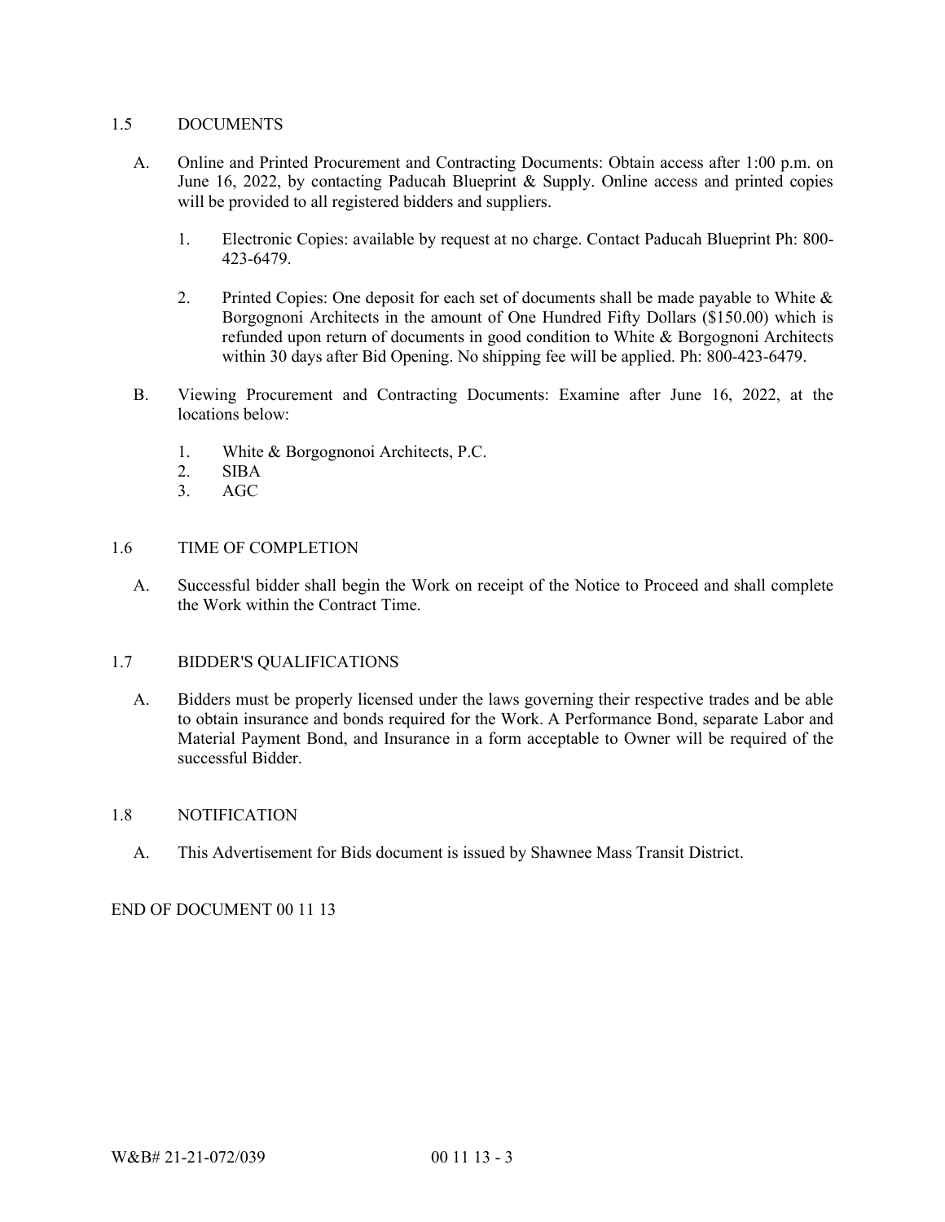## 1.5 DOCUMENTS

A. Online and Printed Procurement and Contracting Documents: Obtain access after 1:00 p.m. on June 16, 2022, by contacting Paducah Blueprint & Supply. Online access and printed copies will be provided to all registered bidders and suppliers.

1. Electronic Copies: available by request at no charge. Contact Paducah Blueprint Ph: 800-423-6479.

2. Printed Copies: One deposit for each set of documents shall be made payable to White & Borgognoni Architects in the amount of One Hundred Fifty Dollars ($150.00) which is refunded upon return of documents in good condition to White & Borgognoni Architects within 30 days after Bid Opening. No shipping fee will be applied. Ph: 800-423-6479.

B. Viewing Procurement and Contracting Documents: Examine after June 16, 2022, at the locations below:

1. White & Borgognonoi Architects, P.C.
2. SIBA
3. AGC

## 1.6 TIME OF COMPLETION

A. Successful bidder shall begin the Work on receipt of the Notice to Proceed and shall complete the Work within the Contract Time.

## 1.7 BIDDER'S QUALIFICATIONS

A. Bidders must be properly licensed under the laws governing their respective trades and be able to obtain insurance and bonds required for the Work. A Performance Bond, separate Labor and Material Payment Bond, and Insurance in a form acceptable to Owner will be required of the successful Bidder.

## 1.8 NOTIFICATION

A. This Advertisement for Bids document is issued by Shawnee Mass Transit District.

END OF DOCUMENT 00 11 13

W&B# 21-21-072/039